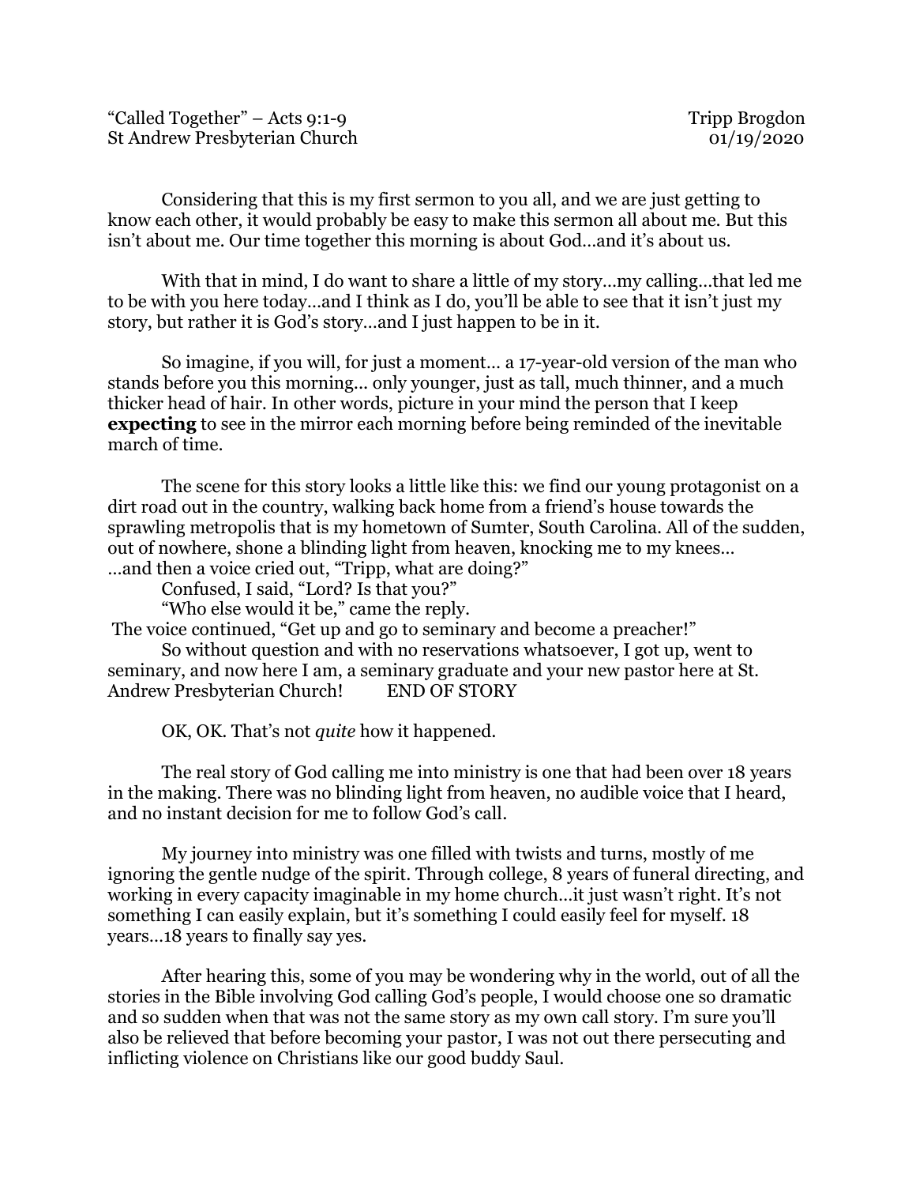“Called Together” – Acts 9:1-9 Tripp Brogdon
St Andrew Presbyterian Church 01/19/2020

Considering that this is my first sermon to you all, and we are just getting to know each other, it would probably be easy to make this sermon all about me. But this isn’t about me. Our time together this morning is about God…and it’s about us.

With that in mind, I do want to share a little of my story…my calling…that led me to be with you here today…and I think as I do, you’ll be able to see that it isn’t just my story, but rather it is God’s story…and I just happen to be in it.

So imagine, if you will, for just a moment… a 17-year-old version of the man who stands before you this morning… only younger, just as tall, much thinner, and a much thicker head of hair. In other words, picture in your mind the person that I keep **expecting** to see in the mirror each morning before being reminded of the inevitable march of time.

The scene for this story looks a little like this: we find our young protagonist on a dirt road out in the country, walking back home from a friend’s house towards the sprawling metropolis that is my hometown of Sumter, South Carolina. All of the sudden, out of nowhere, shone a blinding light from heaven, knocking me to my knees…
…and then a voice cried out, “Tripp, what are doing?”

Confused, I said, “Lord? Is that you?”

“Who else would it be,” came the reply.

The voice continued, “Get up and go to seminary and become a preacher!”

So without question and with no reservations whatsoever, I got up, went to seminary, and now here I am, a seminary graduate and your new pastor here at St. Andrew Presbyterian Church! END OF STORY

OK, OK. That’s not *quite* how it happened.

The real story of God calling me into ministry is one that had been over 18 years in the making. There was no blinding light from heaven, no audible voice that I heard, and no instant decision for me to follow God’s call.

My journey into ministry was one filled with twists and turns, mostly of me ignoring the gentle nudge of the spirit. Through college, 8 years of funeral directing, and working in every capacity imaginable in my home church…it just wasn’t right. It’s not something I can easily explain, but it’s something I could easily feel for myself. 18 years…18 years to finally say yes.

After hearing this, some of you may be wondering why in the world, out of all the stories in the Bible involving God calling God’s people, I would choose one so dramatic and so sudden when that was not the same story as my own call story. I’m sure you’ll also be relieved that before becoming your pastor, I was not out there persecuting and inflicting violence on Christians like our good buddy Saul.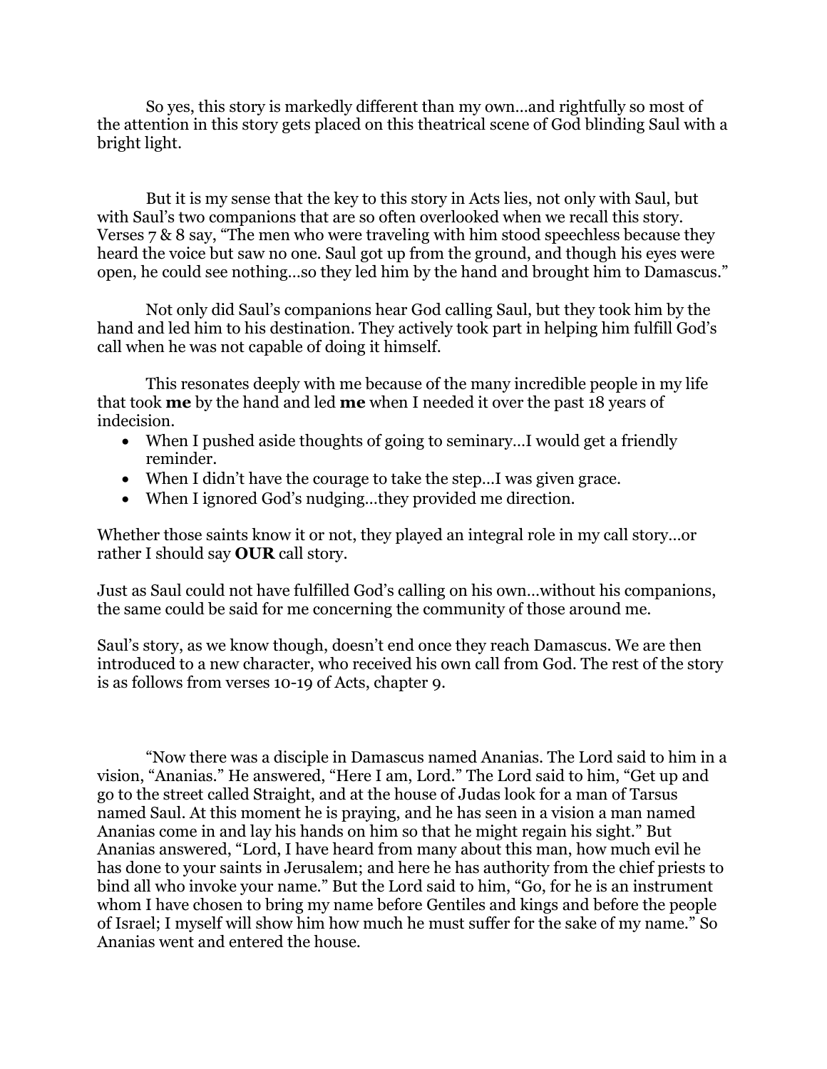So yes, this story is markedly different than my own…and rightfully so most of the attention in this story gets placed on this theatrical scene of God blinding Saul with a bright light.

But it is my sense that the key to this story in Acts lies, not only with Saul, but with Saul's two companions that are so often overlooked when we recall this story. Verses 7 & 8 say, "The men who were traveling with him stood speechless because they heard the voice but saw no one. Saul got up from the ground, and though his eyes were open, he could see nothing…so they led him by the hand and brought him to Damascus."

Not only did Saul's companions hear God calling Saul, but they took him by the hand and led him to his destination. They actively took part in helping him fulfill God's call when he was not capable of doing it himself.

This resonates deeply with me because of the many incredible people in my life that took **me** by the hand and led **me** when I needed it over the past 18 years of indecision.

- When I pushed aside thoughts of going to seminary…I would get a friendly reminder.
- When I didn't have the courage to take the step…I was given grace.
- When I ignored God's nudging…they provided me direction.

Whether those saints know it or not, they played an integral role in my call story…or rather I should say **OUR** call story.

Just as Saul could not have fulfilled God's calling on his own…without his companions, the same could be said for me concerning the community of those around me.

Saul's story, as we know though, doesn't end once they reach Damascus. We are then introduced to a new character, who received his own call from God. The rest of the story is as follows from verses 10-19 of Acts, chapter 9.

"Now there was a disciple in Damascus named Ananias. The Lord said to him in a vision, "Ananias." He answered, "Here I am, Lord." The Lord said to him, "Get up and go to the street called Straight, and at the house of Judas look for a man of Tarsus named Saul. At this moment he is praying, and he has seen in a vision a man named Ananias come in and lay his hands on him so that he might regain his sight." But Ananias answered, "Lord, I have heard from many about this man, how much evil he has done to your saints in Jerusalem; and here he has authority from the chief priests to bind all who invoke your name." But the Lord said to him, "Go, for he is an instrument whom I have chosen to bring my name before Gentiles and kings and before the people of Israel; I myself will show him how much he must suffer for the sake of my name." So Ananias went and entered the house.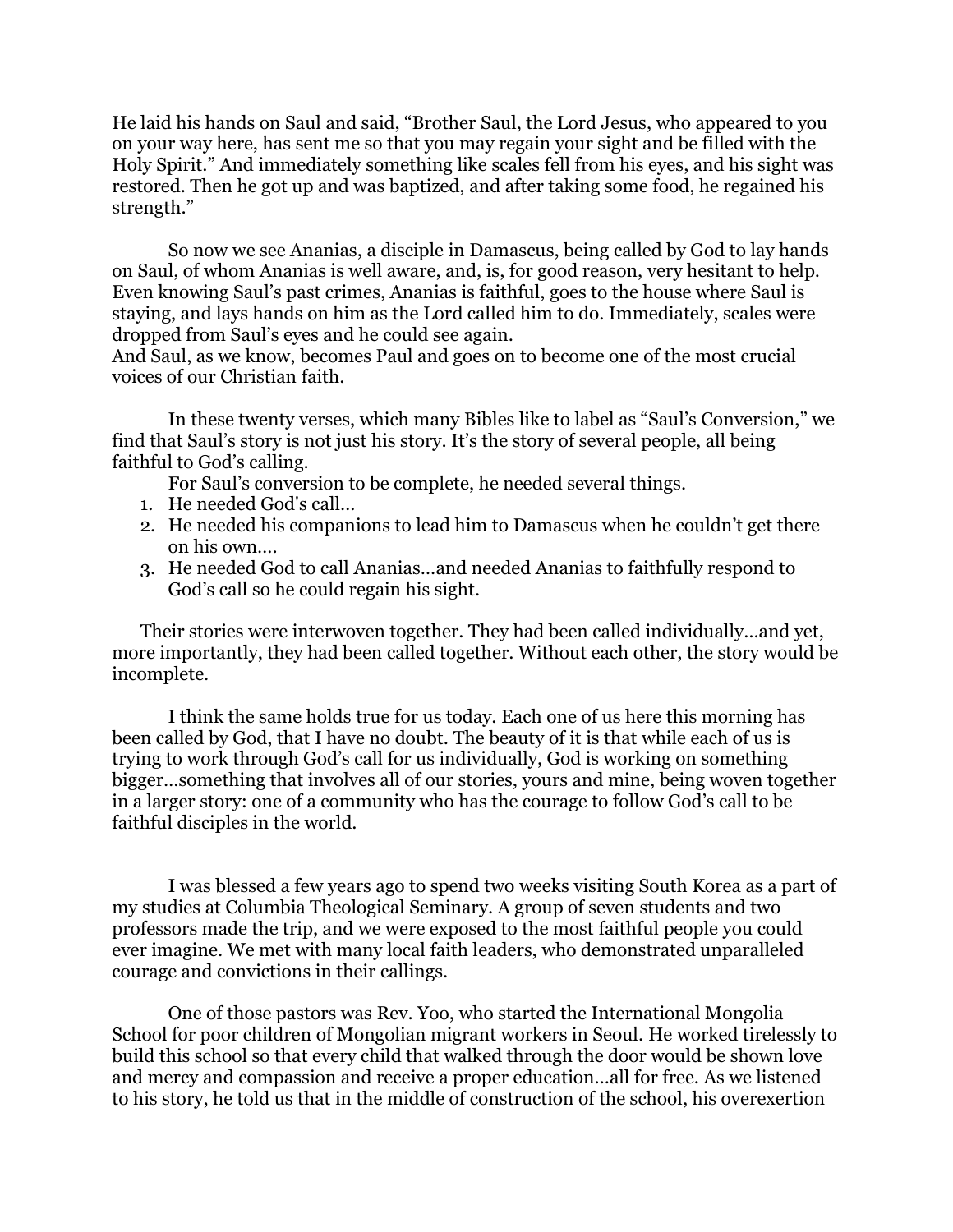He laid his hands on Saul and said, "Brother Saul, the Lord Jesus, who appeared to you on your way here, has sent me so that you may regain your sight and be filled with the Holy Spirit." And immediately something like scales fell from his eyes, and his sight was restored. Then he got up and was baptized, and after taking some food, he regained his strength."

So now we see Ananias, a disciple in Damascus, being called by God to lay hands on Saul, of whom Ananias is well aware, and, is, for good reason, very hesitant to help. Even knowing Saul's past crimes, Ananias is faithful, goes to the house where Saul is staying, and lays hands on him as the Lord called him to do. Immediately, scales were dropped from Saul's eyes and he could see again.
And Saul, as we know, becomes Paul and goes on to become one of the most crucial voices of our Christian faith.

In these twenty verses, which many Bibles like to label as "Saul's Conversion," we find that Saul's story is not just his story. It's the story of several people, all being faithful to God's calling.

For Saul's conversion to be complete, he needed several things.

1. He needed God's call…
2. He needed his companions to lead him to Damascus when he couldn't get there on his own….
3. He needed God to call Ananias…and needed Ananias to faithfully respond to God's call so he could regain his sight.

Their stories were interwoven together. They had been called individually…and yet, more importantly, they had been called together. Without each other, the story would be incomplete.

I think the same holds true for us today. Each one of us here this morning has been called by God, that I have no doubt. The beauty of it is that while each of us is trying to work through God's call for us individually, God is working on something bigger…something that involves all of our stories, yours and mine, being woven together in a larger story: one of a community who has the courage to follow God's call to be faithful disciples in the world.

I was blessed a few years ago to spend two weeks visiting South Korea as a part of my studies at Columbia Theological Seminary. A group of seven students and two professors made the trip, and we were exposed to the most faithful people you could ever imagine. We met with many local faith leaders, who demonstrated unparalleled courage and convictions in their callings.

One of those pastors was Rev. Yoo, who started the International Mongolia School for poor children of Mongolian migrant workers in Seoul. He worked tirelessly to build this school so that every child that walked through the door would be shown love and mercy and compassion and receive a proper education…all for free. As we listened to his story, he told us that in the middle of construction of the school, his overexertion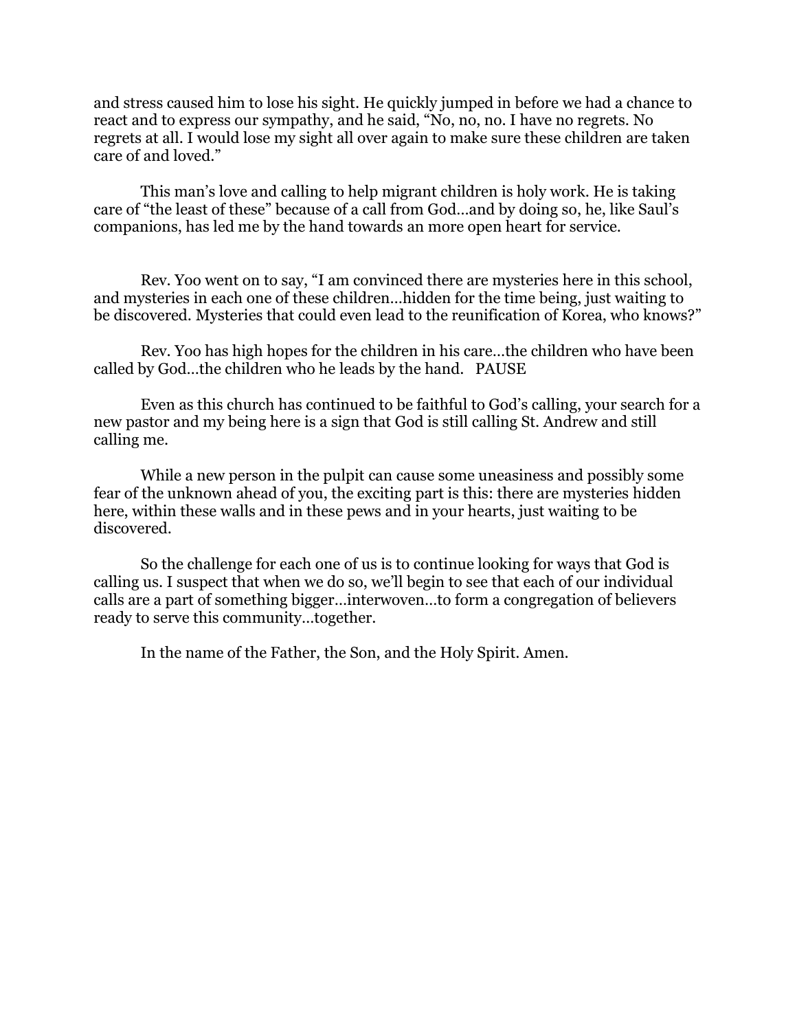and stress caused him to lose his sight. He quickly jumped in before we had a chance to react and to express our sympathy, and he said, "No, no, no. I have no regrets. No regrets at all. I would lose my sight all over again to make sure these children are taken care of and loved."

This man's love and calling to help migrant children is holy work. He is taking care of "the least of these" because of a call from God…and by doing so, he, like Saul's companions, has led me by the hand towards an more open heart for service.

Rev. Yoo went on to say, "I am convinced there are mysteries here in this school, and mysteries in each one of these children…hidden for the time being, just waiting to be discovered. Mysteries that could even lead to the reunification of Korea, who knows?"

Rev. Yoo has high hopes for the children in his care…the children who have been called by God…the children who he leads by the hand. PAUSE

Even as this church has continued to be faithful to God's calling, your search for a new pastor and my being here is a sign that God is still calling St. Andrew and still calling me.

While a new person in the pulpit can cause some uneasiness and possibly some fear of the unknown ahead of you, the exciting part is this: there are mysteries hidden here, within these walls and in these pews and in your hearts, just waiting to be discovered.

So the challenge for each one of us is to continue looking for ways that God is calling us. I suspect that when we do so, we'll begin to see that each of our individual calls are a part of something bigger…interwoven…to form a congregation of believers ready to serve this community…together.

In the name of the Father, the Son, and the Holy Spirit. Amen.